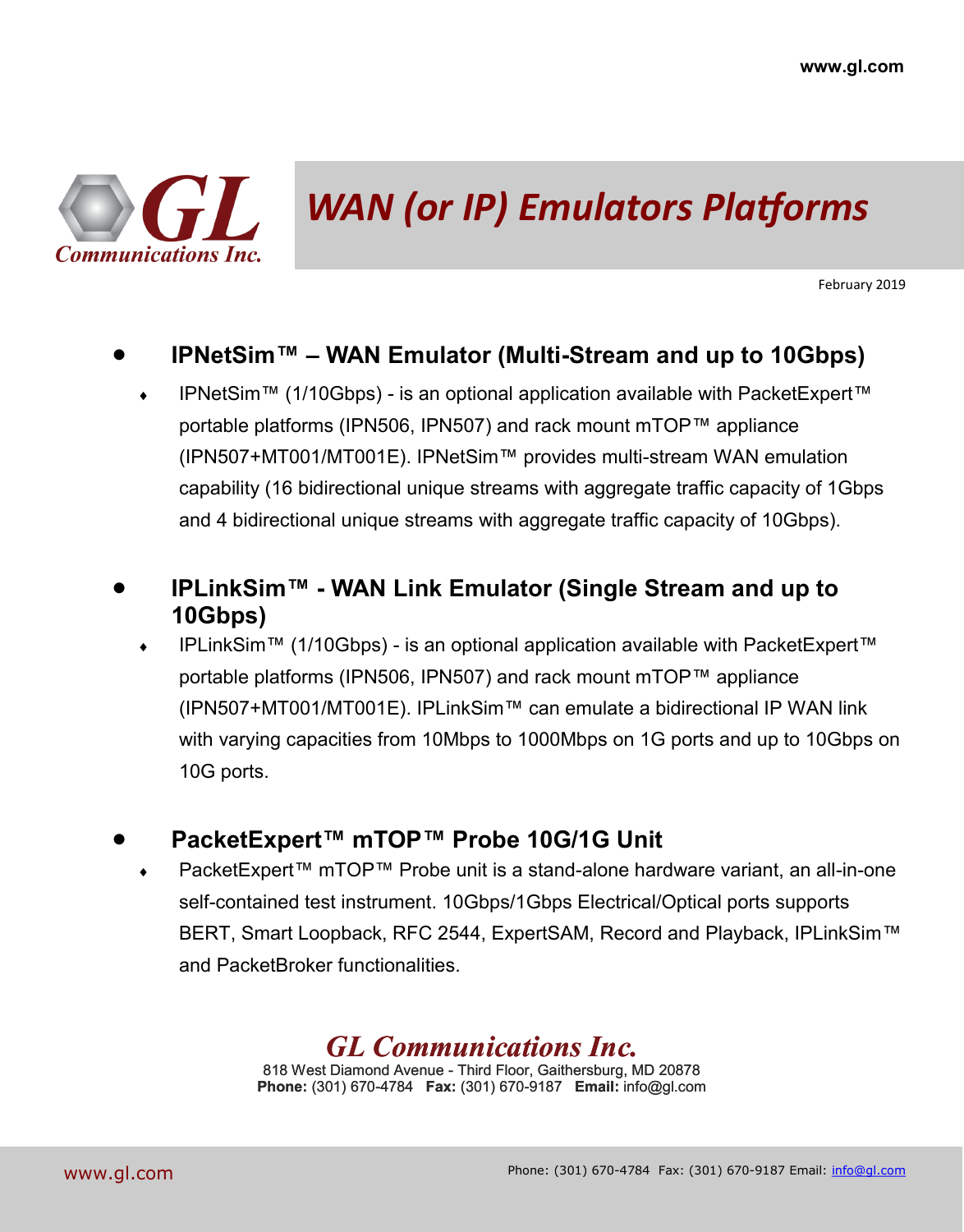# WAN (or IP) Emulators Platforms

February 2019

- ## IPNetSim™ – WAN Emulator (Multi-Stream and up to 10Gbps)

  - IPNetSim™ (1/10Gbps) - is an optional application available with PacketExpert™ portable platforms (IPN506, IPN507) and rack mount mTOP™ appliance (IPN507+MT001/MT001E). IPNetSim™ provides multi-stream WAN emulation capability (16 bidirectional unique streams with aggregate traffic capacity of 1Gbps and 4 bidirectional unique streams with aggregate traffic capacity of 10Gbps).

- ## IPLinkSim™ - WAN Link Emulator (Single Stream and up to 10Gbps)

  - IPLinkSim™ (1/10Gbps) - is an optional application available with PacketExpert™ portable platforms (IPN506, IPN507) and rack mount mTOP™ appliance (IPN507+MT001/MT001E). IPLinkSim™ can emulate a bidirectional IP WAN link with varying capacities from 10Mbps to 1000Mbps on 1G ports and up to 10Gbps on 10G ports.

- ## PacketExpert™ mTOP™ Probe 10G/1G Unit

  - PacketExpert™ mTOP™ Probe unit is a stand-alone hardware variant, an all-in-one self-contained test instrument. 10Gbps/1Gbps Electrical/Optical ports supports BERT, Smart Loopback, RFC 2544, ExpertSAM, Record and Playback, IPLinkSim™ and PacketBroker functionalities.

**GL Communications Inc.**

818 West Diamond Avenue - Third Floor, Gaithersburg, MD 20878

**Phone:** (301) 670-4784 **Fax:** (301) 670-9187 **Email:** info@gl.com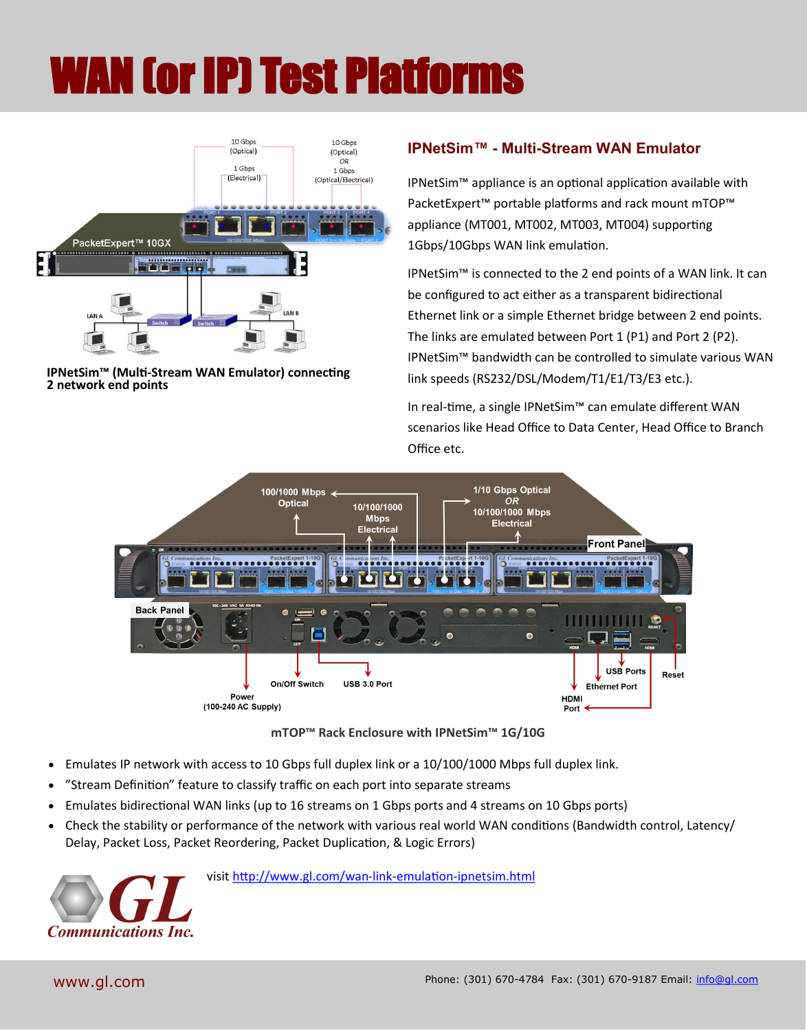# WAN (or IP) Test Platforms

IPNetSim™ (Multi-Stream WAN Emulator) connecting 2 network end points

## IPNetSim™ - Multi-Stream WAN Emulator

IPNetSim™ appliance is an optional application available with PacketExpert™ portable platforms and rack mount mTOP™ appliance (MT001, MT002, MT003, MT004) supporting 1Gbps/10Gbps WAN link emulation.

IPNetSim™ is connected to the 2 end points of a WAN link. It can be configured to act either as a transparent bidirectional Ethernet link or a simple Ethernet bridge between 2 end points. The links are emulated between Port 1 (P1) and Port 2 (P2). IPNetSim™ bandwidth can be controlled to simulate various WAN link speeds (RS232/DSL/Modem/T1/E1/T3/E3 etc.).

In real-time, a single IPNetSim™ can emulate different WAN scenarios like Head Office to Data Center, Head Office to Branch Office etc.

mTOP™ Rack Enclosure with IPNetSim™ 1G/10G

- Emulates IP network with access to 10 Gbps full duplex link or a 10/100/1000 Mbps full duplex link.
- "Stream Definition" feature to classify traffic on each port into separate streams
- Emulates bidirectional WAN links (up to 16 streams on 1 Gbps ports and 4 streams on 10 Gbps ports)
- Check the stability or performance of the network with various real world WAN conditions (Bandwidth control, Latency/ Delay, Packet Loss, Packet Reordering, Packet Duplication, & Logic Errors)

visit http://www.gl.com/wan-link-emulation-ipnetsim.html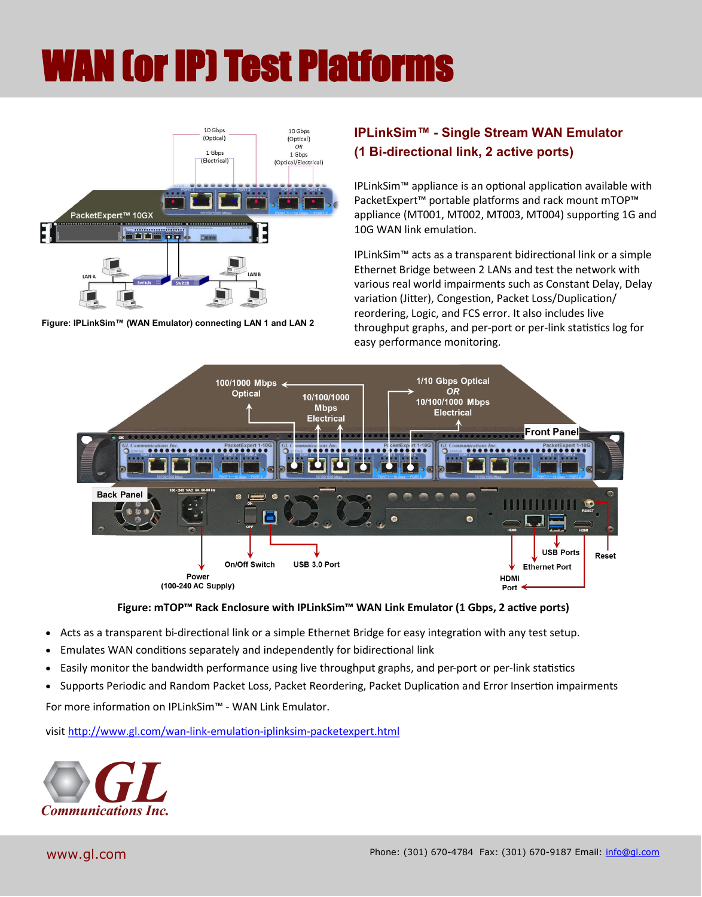# WAN (or IP) Test Platforms

Figure: IPLinkSim™ (WAN Emulator) connecting LAN 1 and LAN 2

## IPLinkSim™ - Single Stream WAN Emulator (1 Bi-directional link, 2 active ports)

IPLinkSim™ appliance is an optional application available with PacketExpert™ portable platforms and rack mount mTOP™ appliance (MT001, MT002, MT003, MT004) supporting 1G and 10G WAN link emulation.

IPLinkSim™ acts as a transparent bidirectional link or a simple Ethernet Bridge between 2 LANs and test the network with various real world impairments such as Constant Delay, Delay variation (Jitter), Congestion, Packet Loss/Duplication/ reordering, Logic, and FCS error. It also includes live throughput graphs, and per-port or per-link statistics log for easy performance monitoring.

Figure: mTOP™ Rack Enclosure with IPLinkSim™ WAN Link Emulator (1 Gbps, 2 active ports)

- Acts as a transparent bi-directional link or a simple Ethernet Bridge for easy integration with any test setup.
- Emulates WAN conditions separately and independently for bidirectional link
- Easily monitor the bandwidth performance using live throughput graphs, and per-port or per-link statistics
- Supports Periodic and Random Packet Loss, Packet Reordering, Packet Duplication and Error Insertion impairments

For more information on IPLinkSim™ - WAN Link Emulator.

visit http://www.gl.com/wan-link-emulation-iplinksim-packetexpert.html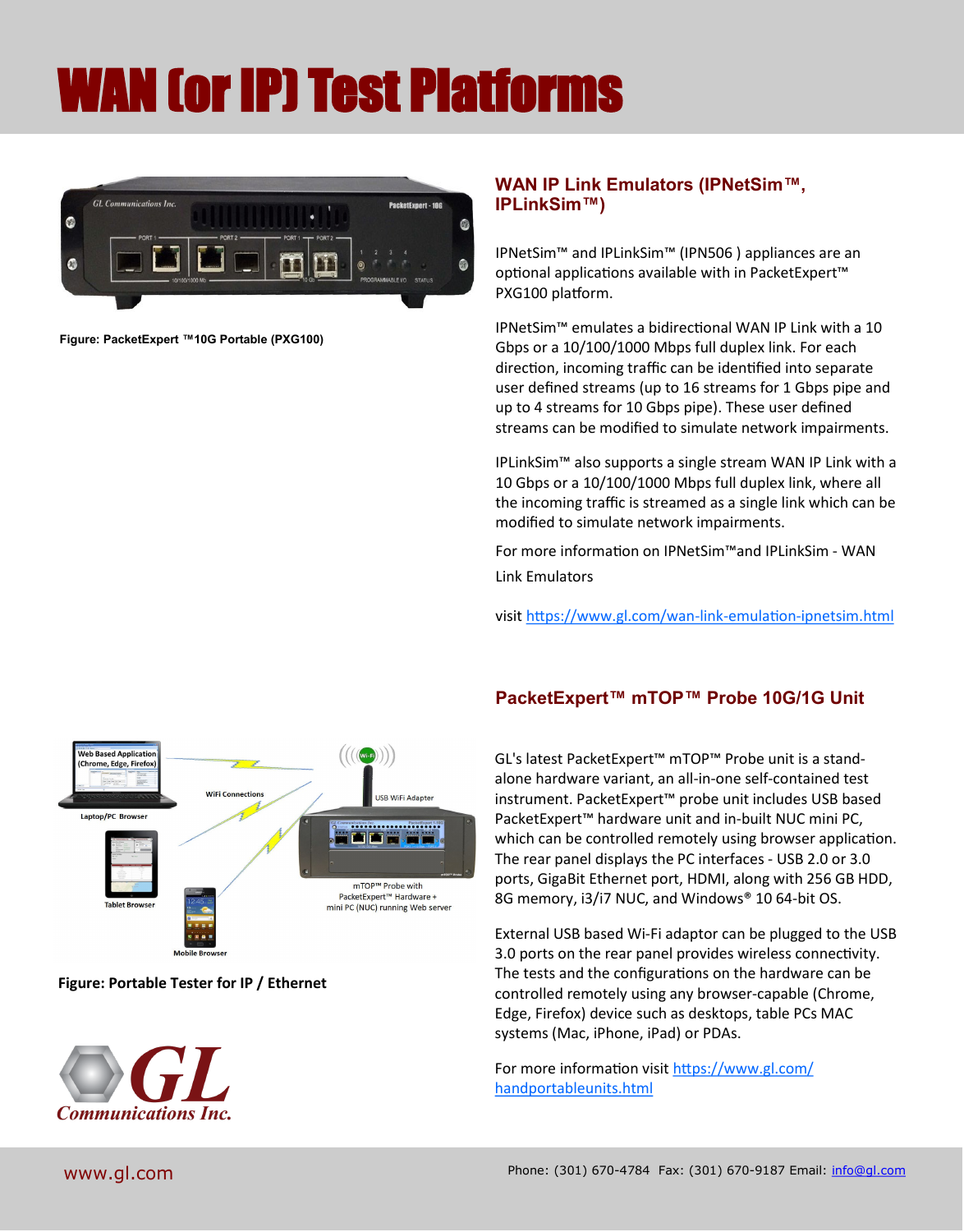# WAN (or IP) Test Platforms

Figure: PacketExpert ™10G Portable (PXG100)

## WAN IP Link Emulators (IPNetSim™, IPLinkSim™)

IPNetSim™ and IPLinkSim™ (IPN506 ) appliances are an optional applications available with in PacketExpert™ PXG100 platform.

IPNetSim™ emulates a bidirectional WAN IP Link with a 10 Gbps or a 10/100/1000 Mbps full duplex link. For each direction, incoming traffic can be identified into separate user defined streams (up to 16 streams for 1 Gbps pipe and up to 4 streams for 10 Gbps pipe). These user defined streams can be modified to simulate network impairments.

IPLinkSim™ also supports a single stream WAN IP Link with a 10 Gbps or a 10/100/1000 Mbps full duplex link, where all the incoming traffic is streamed as a single link which can be modified to simulate network impairments.

For more information on IPNetSim™and IPLinkSim - WAN Link Emulators

visit https://www.gl.com/wan-link-emulation-ipnetsim.html

## PacketExpert™ mTOP™ Probe 10G/1G Unit

Figure: Portable Tester for IP / Ethernet

GL's latest PacketExpert™ mTOP™ Probe unit is a stand-alone hardware variant, an all-in-one self-contained test instrument. PacketExpert™ probe unit includes USB based PacketExpert™ hardware unit and in-built NUC mini PC, which can be controlled remotely using browser application. The rear panel displays the PC interfaces - USB 2.0 or 3.0 ports, GigaBit Ethernet port, HDMI, along with 256 GB HDD, 8G memory, i3/i7 NUC, and Windows® 10 64-bit OS.

External USB based Wi-Fi adaptor can be plugged to the USB 3.0 ports on the rear panel provides wireless connectivity. The tests and the configurations on the hardware can be controlled remotely using any browser-capable (Chrome, Edge, Firefox) device such as desktops, table PCs MAC systems (Mac, iPhone, iPad) or PDAs.

For more information visit https://www.gl.com/handportableunits.html